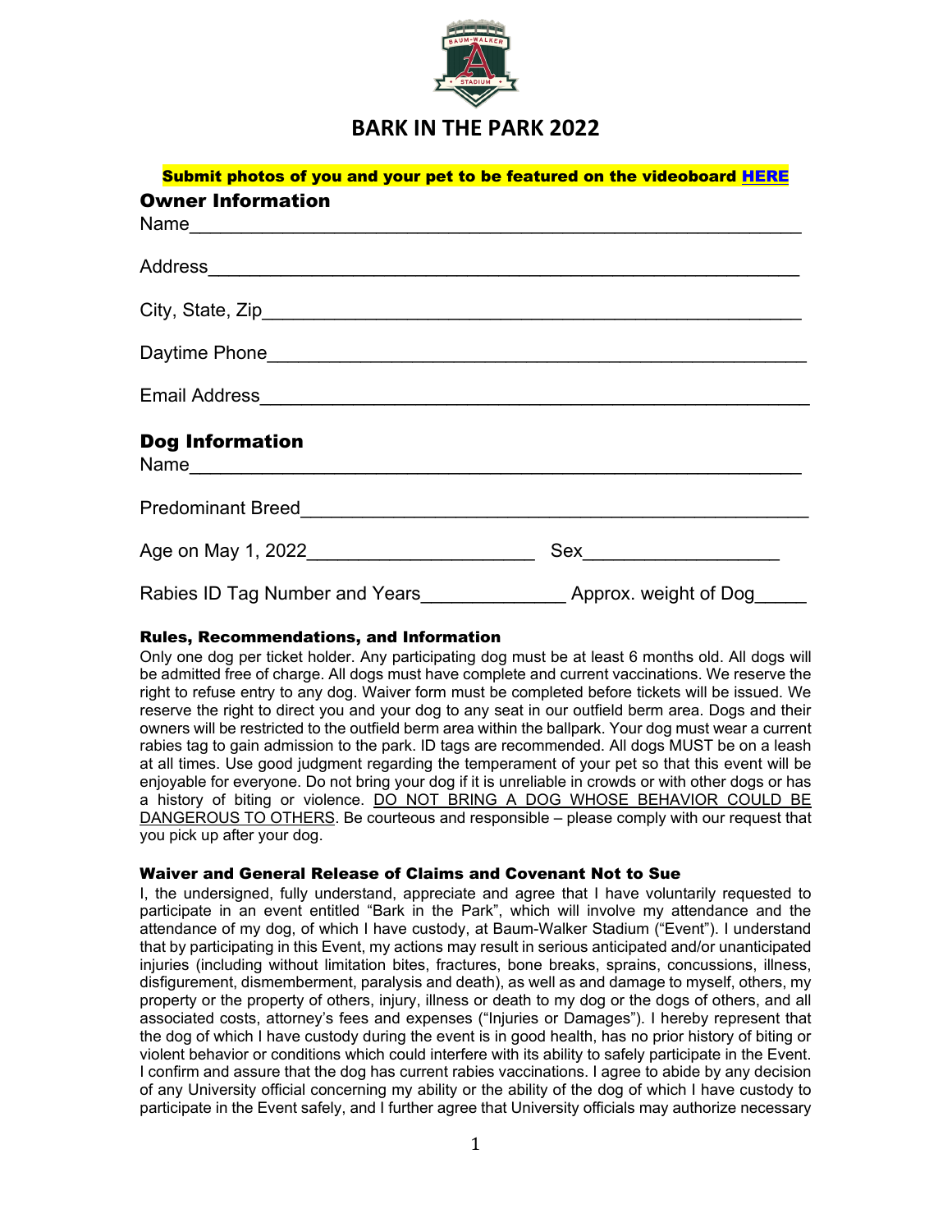# BARK IN THE PARK 2022

**Submit photos of you and your pet to be featured on the videoboard HERE**

## Owner Information

Name_______________________________________________________________

Address_____________________________________________________________

City, State, Zip______________________________________________________

Daytime Phone_______________________________________________________

Email Address_______________________________________________________

## Dog Information

Name_______________________________________________________________

Predominant Breed____________________________________________________

Age on May 1, 2022______________________ Sex___________________

Rabies ID Tag Number and Years______________ Approx. weight of Dog_____

### Rules, Recommendations, and Information

Only one dog per ticket holder. Any participating dog must be at least 6 months old. All dogs will be admitted free of charge. All dogs must have complete and current vaccinations. We reserve the right to refuse entry to any dog. Waiver form must be completed before tickets will be issued. We reserve the right to direct you and your dog to any seat in our outfield berm area. Dogs and their owners will be restricted to the outfield berm area within the ballpark. Your dog must wear a current rabies tag to gain admission to the park. ID tags are recommended. All dogs MUST be on a leash at all times. Use good judgment regarding the temperament of your pet so that this event will be enjoyable for everyone. Do not bring your dog if it is unreliable in crowds or with other dogs or has a history of biting or violence. <u>DO NOT BRING A DOG WHOSE BEHAVIOR COULD BE DANGEROUS TO OTHERS</u>. Be courteous and responsible – please comply with our request that you pick up after your dog.

### Waiver and General Release of Claims and Covenant Not to Sue

I, the undersigned, fully understand, appreciate and agree that I have voluntarily requested to participate in an event entitled "Bark in the Park", which will involve my attendance and the attendance of my dog, of which I have custody, at Baum-Walker Stadium ("Event"). I understand that by participating in this Event, my actions may result in serious anticipated and/or unanticipated injuries (including without limitation bites, fractures, bone breaks, sprains, concussions, illness, disfigurement, dismemberment, paralysis and death), as well as and damage to myself, others, my property or the property of others, injury, illness or death to my dog or the dogs of others, and all associated costs, attorney's fees and expenses ("Injuries or Damages"). I hereby represent that the dog of which I have custody during the event is in good health, has no prior history of biting or violent behavior or conditions which could interfere with its ability to safely participate in the Event. I confirm and assure that the dog has current rabies vaccinations. I agree to abide by any decision of any University official concerning my ability or the ability of the dog of which I have custody to participate in the Event safely, and I further agree that University officials may authorize necessary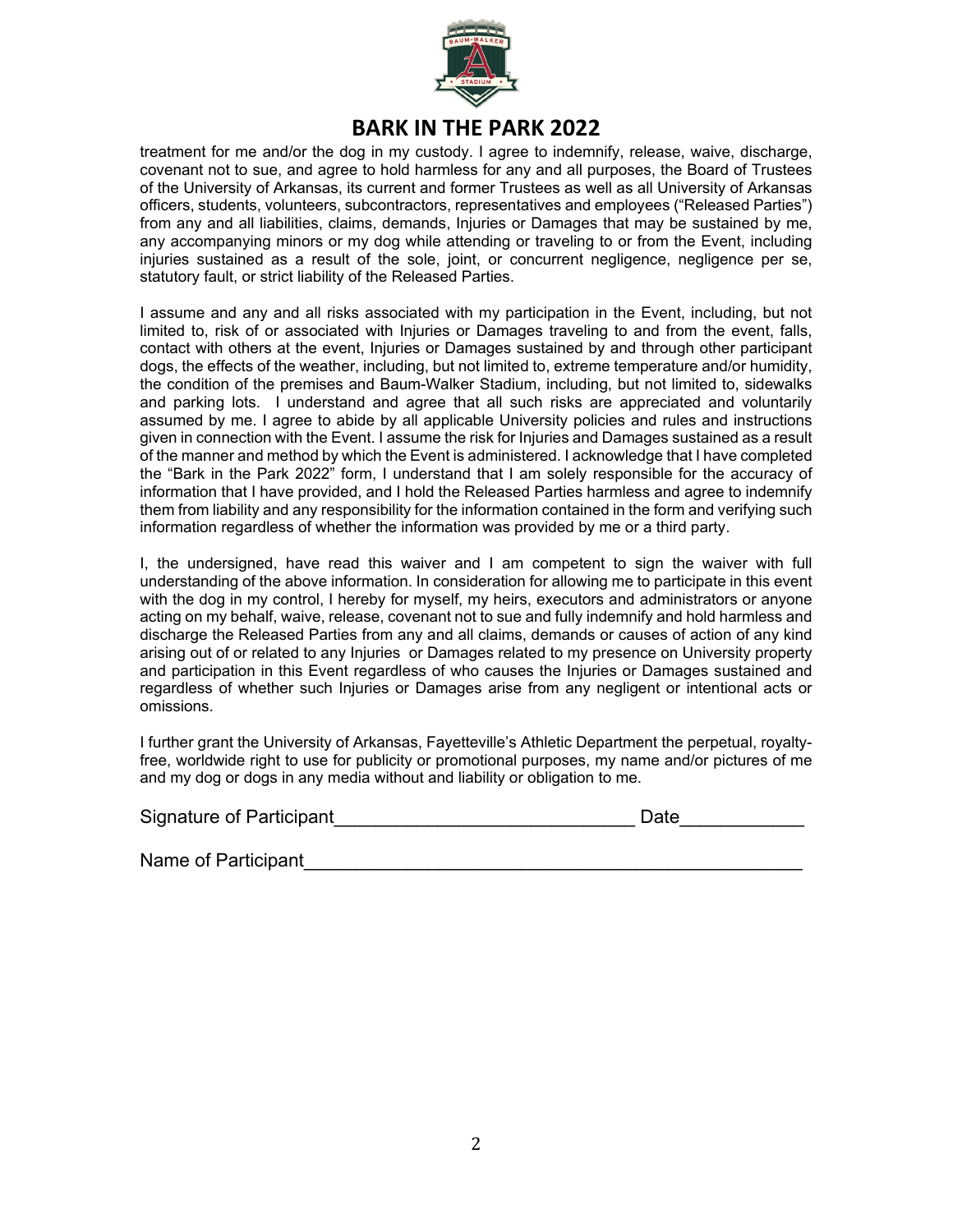# BARK IN THE PARK 2022

treatment for me and/or the dog in my custody. I agree to indemnify, release, waive, discharge, covenant not to sue, and agree to hold harmless for any and all purposes, the Board of Trustees of the University of Arkansas, its current and former Trustees as well as all University of Arkansas officers, students, volunteers, subcontractors, representatives and employees ("Released Parties") from any and all liabilities, claims, demands, Injuries or Damages that may be sustained by me, any accompanying minors or my dog while attending or traveling to or from the Event, including injuries sustained as a result of the sole, joint, or concurrent negligence, negligence per se, statutory fault, or strict liability of the Released Parties.

I assume and any and all risks associated with my participation in the Event, including, but not limited to, risk of or associated with Injuries or Damages traveling to and from the event, falls, contact with others at the event, Injuries or Damages sustained by and through other participant dogs, the effects of the weather, including, but not limited to, extreme temperature and/or humidity, the condition of the premises and Baum-Walker Stadium, including, but not limited to, sidewalks and parking lots. I understand and agree that all such risks are appreciated and voluntarily assumed by me. I agree to abide by all applicable University policies and rules and instructions given in connection with the Event. I assume the risk for Injuries and Damages sustained as a result of the manner and method by which the Event is administered. I acknowledge that I have completed the "Bark in the Park 2022" form, I understand that I am solely responsible for the accuracy of information that I have provided, and I hold the Released Parties harmless and agree to indemnify them from liability and any responsibility for the information contained in the form and verifying such information regardless of whether the information was provided by me or a third party.

I, the undersigned, have read this waiver and I am competent to sign the waiver with full understanding of the above information. In consideration for allowing me to participate in this event with the dog in my control, I hereby for myself, my heirs, executors and administrators or anyone acting on my behalf, waive, release, covenant not to sue and fully indemnify and hold harmless and discharge the Released Parties from any and all claims, demands or causes of action of any kind arising out of or related to any Injuries or Damages related to my presence on University property and participation in this Event regardless of who causes the Injuries or Damages sustained and regardless of whether such Injuries or Damages arise from any negligent or intentional acts or omissions.

I further grant the University of Arkansas, Fayetteville's Athletic Department the perpetual, royalty-free, worldwide right to use for publicity or promotional purposes, my name and/or pictures of me and my dog or dogs in any media without and liability or obligation to me.

Signature of Participant_____________________________ Date____________

Name of Participant________________________________________________